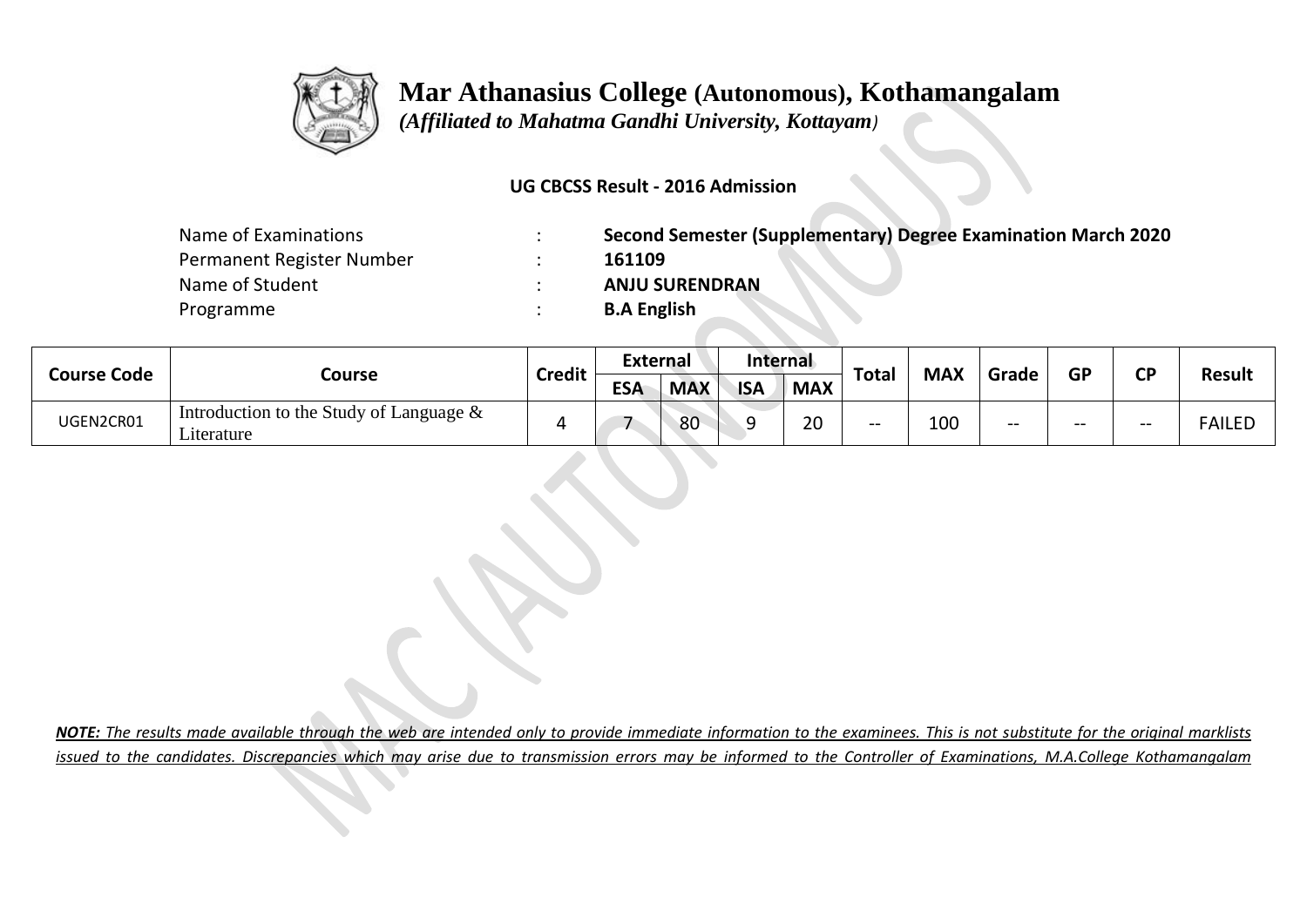# Mar Athanasius College (Autonomous), Kothamangalam

*(Affiliated to Mahatma Gandhi University, Kottayam)*

**UG CBCSS Result - 2016 Admission**

| | | |
|---|---|---|
| Name of Examinations | : | **Second Semester (Supplementary) Degree Examination March 2020** |
| Permanent Register Number | : | **161109** |
| Name of Student | : | **ANJU SURENDRAN** |
| Programme | : | **B.A English** |

| Course Code | Course | Credit | External | | Internal | | Total | MAX | Grade | GP | CP | Result |
|---|---|---|---|---|---|---|---|---|---|---|---|---|
| | | | ESA | MAX | ISA | MAX | | | | | | |
| UGEN2CR01 | Introduction to the Study of Language & Literature | 4 | 7 | 80 | 9 | 20 | -- | 100 | -- | -- | -- | FAILED |

***NOTE:** The results made available through the web are intended only to provide immediate information to the examinees. This is not substitute for the original marklists issued to the candidates. Discrepancies which may arise due to transmission errors may be informed to the Controller of Examinations, M.A.College Kothamangalam*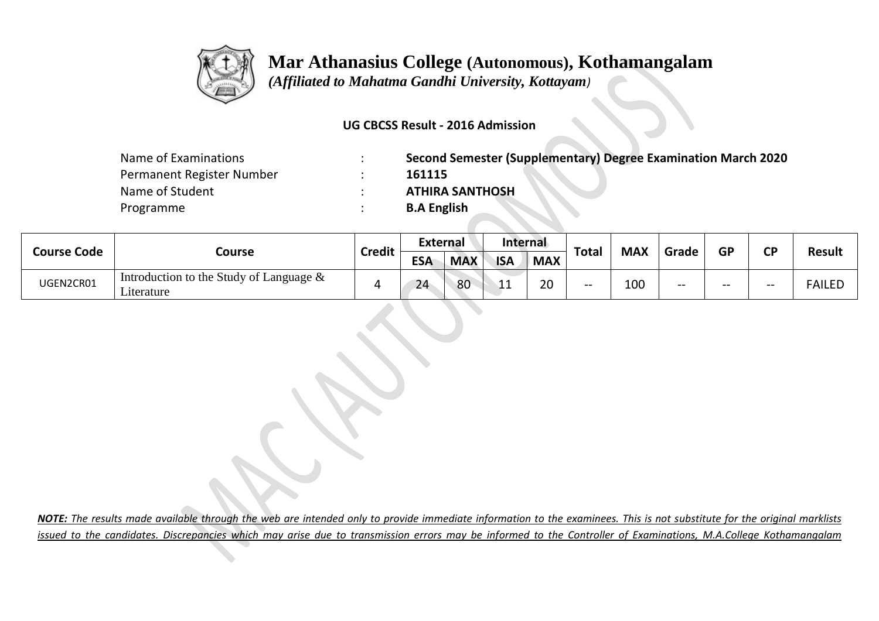# Mar Athanasius College (Autonomous), Kothamangalam

*(Affiliated to Mahatma Gandhi University, Kottayam)*

**UG CBCSS Result - 2016 Admission**

| | | |
|---|---|---|
| Name of Examinations | : | **Second Semester (Supplementary) Degree Examination March 2020** |
| Permanent Register Number | : | **161115** |
| Name of Student | : | **ATHIRA SANTHOSH** |
| Programme | : | **B.A English** |

| Course Code | Course | Credit | External | | Internal | | Total | MAX | Grade | GP | CP | Result |
|---|---|---|---|---|---|---|---|---|---|---|---|---|
| | | | ESA | MAX | ISA | MAX | | | | | | |
| UGEN2CR01 | Introduction to the Study of Language & Literature | 4 | 24 | 80 | 11 | 20 | -- | 100 | -- | -- | -- | FAILED |

***NOTE:** The results made available through the web are intended only to provide immediate information to the examinees. This is not substitute for the original marklists issued to the candidates. Discrepancies which may arise due to transmission errors may be informed to the Controller of Examinations, M.A.College Kothamangalam*